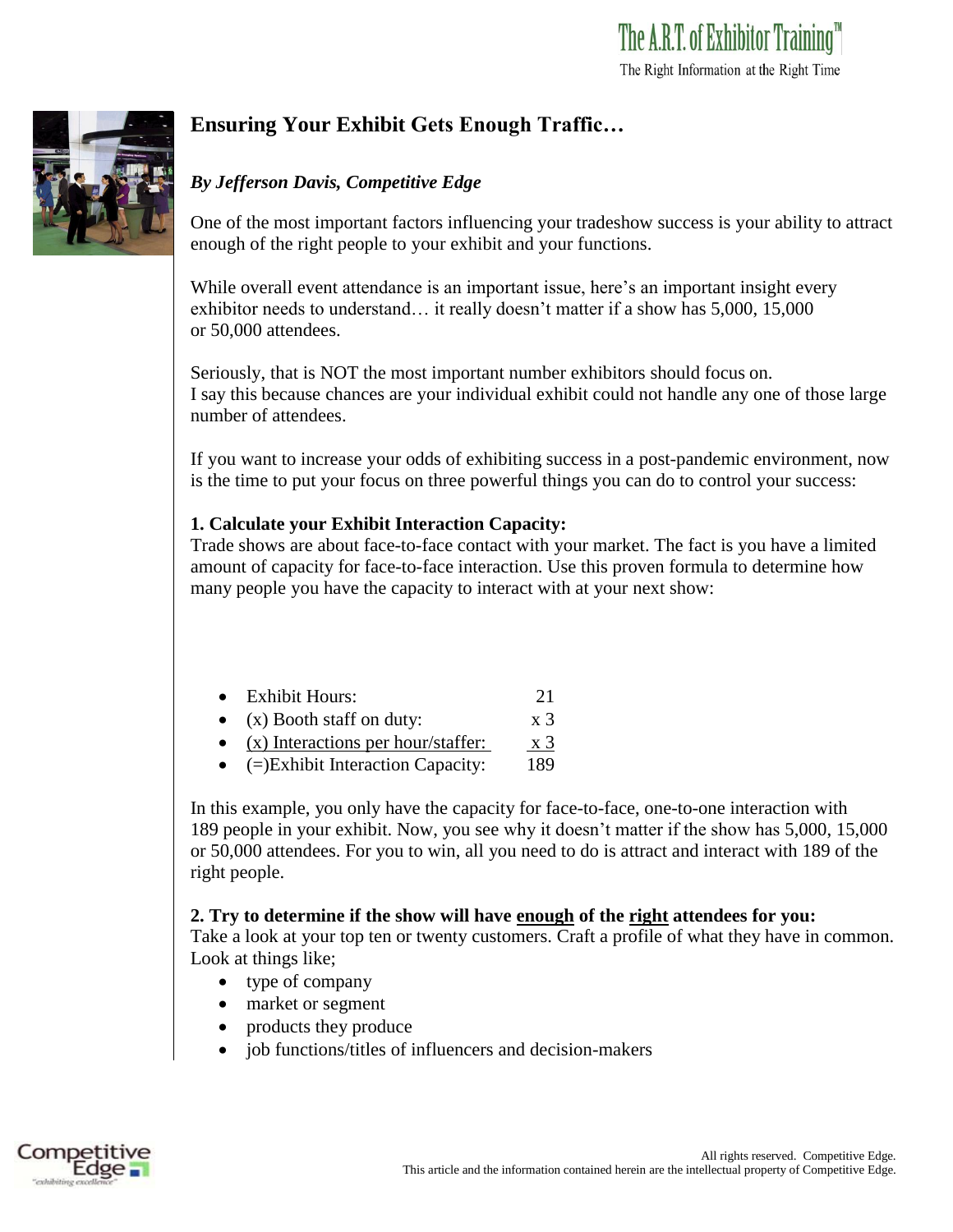# Ensuring Your Exhibit Gets Enough Traffic…

***By Jefferson Davis, Competitive Edge***

One of the most important factors influencing your tradeshow success is your ability to attract enough of the right people to your exhibit and your functions.

While overall event attendance is an important issue, here's an important insight every exhibitor needs to understand… it really doesn't matter if a show has 5,000, 15,000 or 50,000 attendees.

Seriously, that is NOT the most important number exhibitors should focus on. I say this because chances are your individual exhibit could not handle any one of those large number of attendees.

If you want to increase your odds of exhibiting success in a post-pandemic environment, now is the time to put your focus on three powerful things you can do to control your success:

**1. Calculate your Exhibit Interaction Capacity:**
Trade shows are about face-to-face contact with your market. The fact is you have a limited amount of capacity for face-to-face interaction. Use this proven formula to determine how many people you have the capacity to interact with at your next show:

- Exhibit Hours: 21
- (x) Booth staff on duty: x 3
- (x) Interactions per hour/staffer: x 3
- (=)Exhibit Interaction Capacity: 189

In this example, you only have the capacity for face-to-face, one-to-one interaction with 189 people in your exhibit. Now, you see why it doesn't matter if the show has 5,000, 15,000 or 50,000 attendees. For you to win, all you need to do is attract and interact with 189 of the right people.

**2. Try to determine if the show will have enough of the right attendees for you:**
Take a look at your top ten or twenty customers. Craft a profile of what they have in common. Look at things like;

- type of company
- market or segment
- products they produce
- job functions/titles of influencers and decision-makers

All rights reserved. Competitive Edge.
This article and the information contained herein are the intellectual property of Competitive Edge.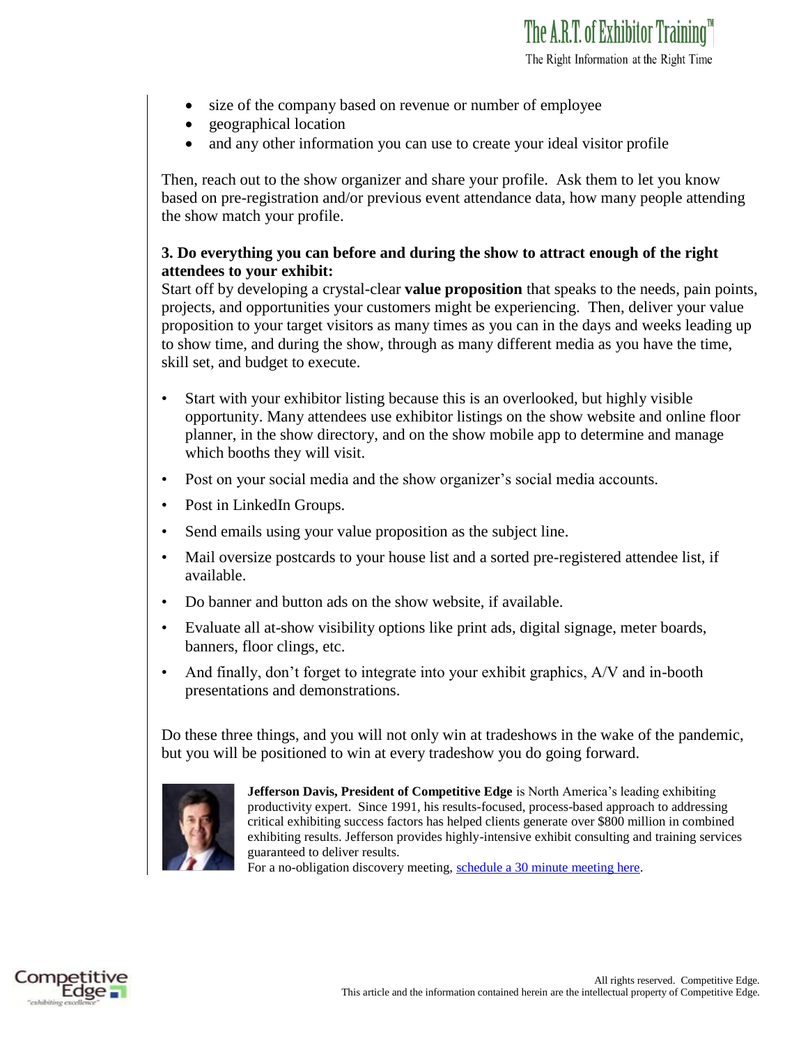- size of the company based on revenue or number of employee
- geographical location
- and any other information you can use to create your ideal visitor profile

Then, reach out to the show organizer and share your profile. Ask them to let you know based on pre-registration and/or previous event attendance data, how many people attending the show match your profile.

**3. Do everything you can before and during the show to attract enough of the right attendees to your exhibit:**

Start off by developing a crystal-clear **value proposition** that speaks to the needs, pain points, projects, and opportunities your customers might be experiencing. Then, deliver your value proposition to your target visitors as many times as you can in the days and weeks leading up to show time, and during the show, through as many different media as you have the time, skill set, and budget to execute.

- Start with your exhibitor listing because this is an overlooked, but highly visible opportunity. Many attendees use exhibitor listings on the show website and online floor planner, in the show directory, and on the show mobile app to determine and manage which booths they will visit.
- Post on your social media and the show organizer's social media accounts.
- Post in LinkedIn Groups.
- Send emails using your value proposition as the subject line.
- Mail oversize postcards to your house list and a sorted pre-registered attendee list, if available.
- Do banner and button ads on the show website, if available.
- Evaluate all at-show visibility options like print ads, digital signage, meter boards, banners, floor clings, etc.
- And finally, don't forget to integrate into your exhibit graphics, A/V and in-booth presentations and demonstrations.

Do these three things, and you will not only win at tradeshows in the wake of the pandemic, but you will be positioned to win at every tradeshow you do going forward.

**Jefferson Davis, President of Competitive Edge** is North America's leading exhibiting productivity expert. Since 1991, his results-focused, process-based approach to addressing critical exhibiting success factors has helped clients generate over $800 million in combined exhibiting results. Jefferson provides highly-intensive exhibit consulting and training services guaranteed to deliver results.

For a no-obligation discovery meeting, [schedule a 30 minute meeting here](#).